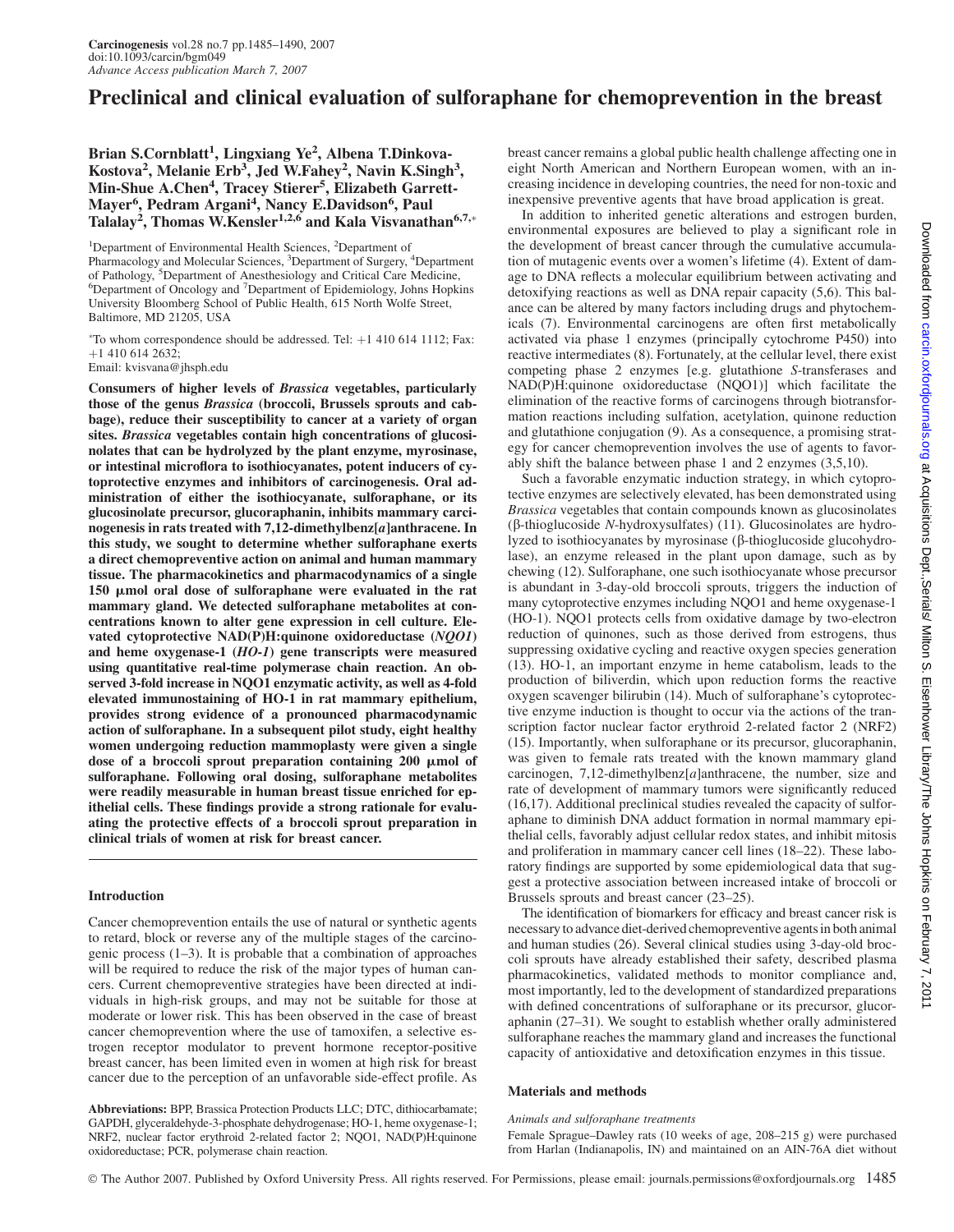# Preclinical and clinical evaluation of sulforaphane for chemoprevention in the breast

**Brian S.Cornblatt[1], Lingxiang Ye[2], Albena T.Dinkova-Kostova[2], Melanie Erb[3], Jed W.Fahey[2], Navin K.Singh[3], Min-Shue A.Chen[4], Tracey Stierer[5], Elizabeth Garrett-Mayer[6], Pedram Argani[4], Nancy E.Davidson[6], Paul Talalay[2], Thomas W.Kensler[1,2,6] and Kala Visvanathan[6,7,*]**

[1]Department of Environmental Health Sciences, [2]Department of Pharmacology and Molecular Sciences, [3]Department of Surgery, [4]Department of Pathology, [5]Department of Anesthesiology and Critical Care Medicine, [6]Department of Oncology and [7]Department of Epidemiology, Johns Hopkins University Bloomberg School of Public Health, 615 North Wolfe Street, Baltimore, MD 21205, USA

*To whom correspondence should be addressed. Tel: +1 410 614 1112; Fax: +1 410 614 2632;
Email: kvisvana@jhsph.edu

**Consumers of higher levels of *Brassica* vegetables, particularly those of the genus *Brassica* (broccoli, Brussels sprouts and cabbage), reduce their susceptibility to cancer at a variety of organ sites. *Brassica* vegetables contain high concentrations of glucosinolates that can be hydrolyzed by the plant enzyme, myrosinase, or intestinal microflora to isothiocyanates, potent inducers of cytoprotective enzymes and inhibitors of carcinogenesis. Oral administration of either the isothiocyanate, sulforaphane, or its glucosinolate precursor, glucoraphanin, inhibits mammary carcinogenesis in rats treated with 7,12-dimethylbenz[*a*]anthracene. In this study, we sought to determine whether sulforaphane exerts a direct chemopreventive action on animal and human mammary tissue. The pharmacokinetics and pharmacodynamics of a single 150 μmol oral dose of sulforaphane were evaluated in the rat mammary gland. We detected sulforaphane metabolites at concentrations known to alter gene expression in cell culture. Elevated cytoprotective NAD(P)H:quinone oxidoreductase (*NQO1*) and heme oxygenase-1 (*HO-1*) gene transcripts were measured using quantitative real-time polymerase chain reaction. An observed 3-fold increase in NQO1 enzymatic activity, as well as 4-fold elevated immunostaining of HO-1 in rat mammary epithelium, provides strong evidence of a pronounced pharmacodynamic action of sulforaphane. In a subsequent pilot study, eight healthy women undergoing reduction mammoplasty were given a single dose of a broccoli sprout preparation containing 200 μmol of sulforaphane. Following oral dosing, sulforaphane metabolites were readily measurable in human breast tissue enriched for epithelial cells. These findings provide a strong rationale for evaluating the protective effects of a broccoli sprout preparation in clinical trials of women at risk for breast cancer.**

## Introduction

Cancer chemoprevention entails the use of natural or synthetic agents to retard, block or reverse any of the multiple stages of the carcinogenic process (1–3). It is probable that a combination of approaches will be required to reduce the risk of the major types of human cancers. Current chemopreventive strategies have been directed at individuals in high-risk groups, and may not be suitable for those at moderate or lower risk. This has been observed in the case of breast cancer chemoprevention where the use of tamoxifen, a selective estrogen receptor modulator to prevent hormone receptor-positive breast cancer, has been limited even in women at high risk for breast cancer due to the perception of an unfavorable side-effect profile. As breast cancer remains a global public health challenge affecting one in eight North American and Northern European women, with an increasing incidence in developing countries, the need for non-toxic and inexpensive preventive agents that have broad application is great.

In addition to inherited genetic alterations and estrogen burden, environmental exposures are believed to play a significant role in the development of breast cancer through the cumulative accumulation of mutagenic events over a women's lifetime (4). Extent of damage to DNA reflects a molecular equilibrium between activating and detoxifying reactions as well as DNA repair capacity (5,6). This balance can be altered by many factors including drugs and phytochemicals (7). Environmental carcinogens are often first metabolically activated via phase 1 enzymes (principally cytochrome P450) into reactive intermediates (8). Fortunately, at the cellular level, there exist competing phase 2 enzymes [e.g. glutathione *S*-transferases and NAD(P)H:quinone oxidoreductase (NQO1)] which facilitate the elimination of the reactive forms of carcinogens through biotransformation reactions including sulfation, acetylation, quinone reduction and glutathione conjugation (9). As a consequence, a promising strategy for cancer chemoprevention involves the use of agents to favorably shift the balance between phase 1 and 2 enzymes (3,5,10).

Such a favorable enzymatic induction strategy, in which cytoprotective enzymes are selectively elevated, has been demonstrated using *Brassica* vegetables that contain compounds known as glucosinolates (β-thioglucoside *N*-hydroxysulfates) (11). Glucosinolates are hydrolyzed to isothiocyanates by myrosinase (β-thioglucoside glucohydrolase), an enzyme released in the plant upon damage, such as by chewing (12). Sulforaphane, one such isothiocyanate whose precursor is abundant in 3-day-old broccoli sprouts, triggers the induction of many cytoprotective enzymes including NQO1 and heme oxygenase-1 (HO-1). NQO1 protects cells from oxidative damage by two-electron reduction of quinones, such as those derived from estrogens, thus suppressing oxidative cycling and reactive oxygen species generation (13). HO-1, an important enzyme in heme catabolism, leads to the production of biliverdin, which upon reduction forms the reactive oxygen scavenger bilirubin (14). Much of sulforaphane's cytoprotective enzyme induction is thought to occur via the actions of the transcription factor nuclear factor erythroid 2-related factor 2 (NRF2) (15). Importantly, when sulforaphane or its precursor, glucoraphanin, was given to female rats treated with the known mammary gland carcinogen, 7,12-dimethylbenz[*a*]anthracene, the number, size and rate of development of mammary tumors were significantly reduced (16,17). Additional preclinical studies revealed the capacity of sulforaphane to diminish DNA adduct formation in normal mammary epithelial cells, favorably adjust cellular redox states, and inhibit mitosis and proliferation in mammary cancer cell lines (18–22). These laboratory findings are supported by some epidemiological data that suggest a protective association between increased intake of broccoli or Brussels sprouts and breast cancer (23–25).

The identification of biomarkers for efficacy and breast cancer risk is necessary to advance diet-derived chemopreventive agents in both animal and human studies (26). Several clinical studies using 3-day-old broccoli sprouts have already established their safety, described plasma pharmacokinetics, validated methods to monitor compliance and, most importantly, led to the development of standardized preparations with defined concentrations of sulforaphane or its precursor, glucoraphanin (27–31). We sought to establish whether orally administered sulforaphane reaches the mammary gland and increases the functional capacity of antioxidative and detoxification enzymes in this tissue.

## Materials and methods

*Animals and sulforaphane treatments*

Female Sprague–Dawley rats (10 weeks of age, 208–215 g) were purchased from Harlan (Indianapolis, IN) and maintained on an AIN-76A diet without

**Abbreviations:** BPP, Brassica Protection Products LLC; DTC, dithiocarbamate; GAPDH, glyceraldehyde-3-phosphate dehydrogenase; HO-1, heme oxygenase-1; NRF2, nuclear factor erythroid 2-related factor 2; NQO1, NAD(P)H:quinone oxidoreductase; PCR, polymerase chain reaction.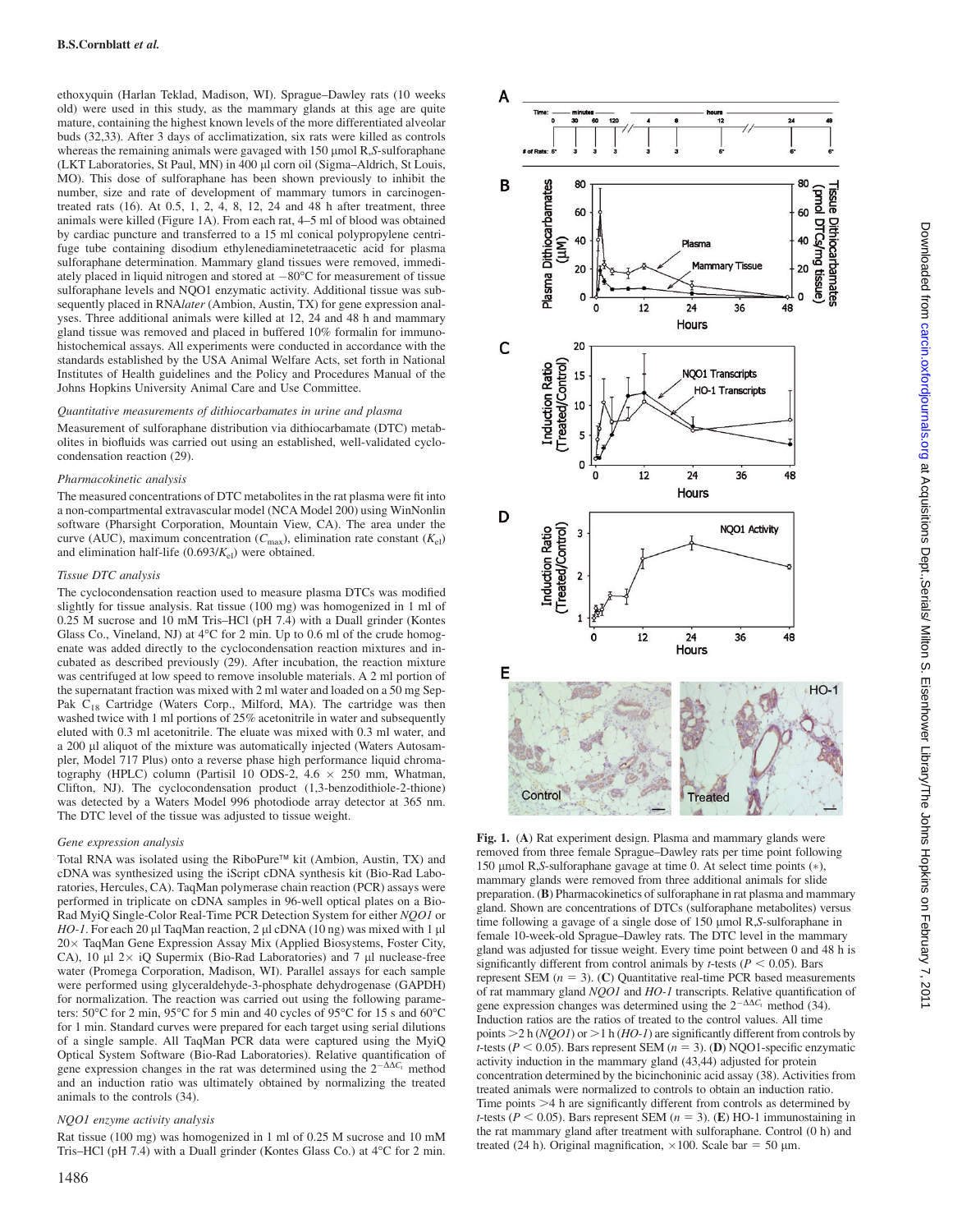ethoxyquin (Harlan Teklad, Madison, WI). Sprague–Dawley rats (10 weeks old) were used in this study, as the mammary glands at this age are quite mature, containing the highest known levels of the more differentiated alveolar buds (32,33). After 3 days of acclimatization, six rats were killed as controls whereas the remaining animals were gavaged with 150 μmol R,*S*-sulforaphane (LKT Laboratories, St Paul, MN) in 400 μl corn oil (Sigma–Aldrich, St Louis, MO). This dose of sulforaphane has been shown previously to inhibit the number, size and rate of development of mammary tumors in carcinogen-treated rats (16). At 0.5, 1, 2, 4, 8, 12, 24 and 48 h after treatment, three animals were killed (Figure 1A). From each rat, 4–5 ml of blood was obtained by cardiac puncture and transferred to a 15 ml conical polypropylene centrifuge tube containing disodium ethylenediaminetetraacetic acid for plasma sulforaphane determination. Mammary gland tissues were removed, immediately placed in liquid nitrogen and stored at −80°C for measurement of tissue sulforaphane levels and NQO1 enzymatic activity. Additional tissue was subsequently placed in RNA*later* (Ambion, Austin, TX) for gene expression analyses. Three additional animals were killed at 12, 24 and 48 h and mammary gland tissue was removed and placed in buffered 10% formalin for immunohistochemical assays. All experiments were conducted in accordance with the standards established by the USA Animal Welfare Acts, set forth in National Institutes of Health guidelines and the Policy and Procedures Manual of the Johns Hopkins University Animal Care and Use Committee.

### *Quantitative measurements of dithiocarbamates in urine and plasma*

Measurement of sulforaphane distribution via dithiocarbamate (DTC) metabolites in biofluids was carried out using an established, well-validated cyclocondensation reaction (29).

### *Pharmacokinetic analysis*

The measured concentrations of DTC metabolites in the rat plasma were fit into a non-compartmental extravascular model (NCA Model 200) using WinNonlin software (Pharsight Corporation, Mountain View, CA). The area under the curve (AUC), maximum concentration ($C_{max}$), elimination rate constant ($K_{el}$) and elimination half-life ($0.693/K_{el}$) were obtained.

### *Tissue DTC analysis*

The cyclocondensation reaction used to measure plasma DTCs was modified slightly for tissue analysis. Rat tissue (100 mg) was homogenized in 1 ml of 0.25 M sucrose and 10 mM Tris–HCl (pH 7.4) with a Duall grinder (Kontes Glass Co., Vineland, NJ) at 4°C for 2 min. Up to 0.6 ml of the crude homogenate was added directly to the cyclocondensation reaction mixtures and incubated as described previously (29). After incubation, the reaction mixture was centrifuged at low speed to remove insoluble materials. A 2 ml portion of the supernatant fraction was mixed with 2 ml water and loaded on a 50 mg Sep-Pak $C_{18}$ Cartridge (Waters Corp., Milford, MA). The cartridge was then washed twice with 1 ml portions of 25% acetonitrile in water and subsequently eluted with 0.3 ml acetonitrile. The eluate was mixed with 0.3 ml water, and a 200 μl aliquot of the mixture was automatically injected (Waters Autosampler, Model 717 Plus) onto a reverse phase high performance liquid chromatography (HPLC) column (Partisil 10 ODS-2, 4.6 × 250 mm, Whatman, Clifton, NJ). The cyclocondensation product (1,3-benzodithiole-2-thione) was detected by a Waters Model 996 photodiode array detector at 365 nm. The DTC level of the tissue was adjusted to tissue weight.

### *Gene expression analysis*

Total RNA was isolated using the RiboPure™ kit (Ambion, Austin, TX) and cDNA was synthesized using the iScript cDNA synthesis kit (Bio-Rad Laboratories, Hercules, CA). TaqMan polymerase chain reaction (PCR) assays were performed in triplicate on cDNA samples in 96-well optical plates on a Bio-Rad MyiQ Single-Color Real-Time PCR Detection System for either *NQO1* or *HO-1*. For each 20 μl TaqMan PCR reaction, 2 μl cDNA (10 ng) was mixed with 1 μl 20× TaqMan Gene Expression Assay Mix (Applied Biosystems, Foster City, CA), 10 μl 2× iQ Supermix (Bio-Rad Laboratories) and 7 μl nuclease-free water (Promega Corporation, Madison, WI). Parallel assays for each sample were performed using glyceraldehyde-3-phosphate dehydrogenase (GAPDH) for normalization. The reaction was carried out using the following parameters: 50°C for 2 min, 95°C for 5 min and 40 cycles of 95°C for 15 s and 60°C for 1 min. Standard curves were prepared for each target using serial dilutions of a single sample. All TaqMan PCR data were captured using the MyiQ Optical System Software (Bio-Rad Laboratories). Relative quantification of gene expression changes in the rat was determined using the $2^{-\Delta\Delta C_t}$ method and an induction ratio was ultimately obtained by normalizing the treated animals to the controls (34).

### *NQO1 enzyme activity analysis*

Rat tissue (100 mg) was homogenized in 1 ml of 0.25 M sucrose and 10 mM Tris–HCl (pH 7.4) with a Duall grinder (Kontes Glass Co.) at 4°C for 2 min.

**Fig. 1.** (**A**) Rat experiment design. Plasma and mammary glands were removed from three female Sprague–Dawley rats per time point following 150 μmol R,*S*-sulforaphane gavage at time 0. At select time points (∗), mammary glands were removed from three additional animals for slide preparation. (**B**) Pharmacokinetics of sulforaphane in rat plasma and mammary gland. Shown are concentrations of DTCs (sulforaphane metabolites) versus time following a gavage of a single dose of 150 μmol R,*S*-sulforaphane in female 10-week-old Sprague–Dawley rats. The DTC level in the mammary gland was adjusted for tissue weight. Every time point between 0 and 48 h is significantly different from control animals by *t*-tests ($P < 0.05$). Bars represent SEM ($n = 3$). (**C**) Quantitative real-time PCR based measurements of rat mammary gland *NQO1* and *HO-1* transcripts. Relative quantification of gene expression changes was determined using the $2^{-\Delta\Delta C_t}$ method (34). Induction ratios are the ratios of treated to the control values. All time points >2 h (*NQO1*) or >1 h (*HO-1*) are significantly different from controls by *t*-tests ($P < 0.05$). Bars represent SEM ($n = 3$). (**D**) NQO1-specific enzymatic activity induction in the mammary gland (43,44) adjusted for protein concentration determined by the bicinchoninic acid assay (38). Activities from treated animals were normalized to controls to obtain an induction ratio. Time points >4 h are significantly different from controls as determined by *t*-tests ($P < 0.05$). Bars represent SEM ($n = 3$). (**E**) HO-1 immunostaining in the rat mammary gland after treatment with sulforaphane. Control (0 h) and treated (24 h). Original magnification, ×100. Scale bar = 50 μm.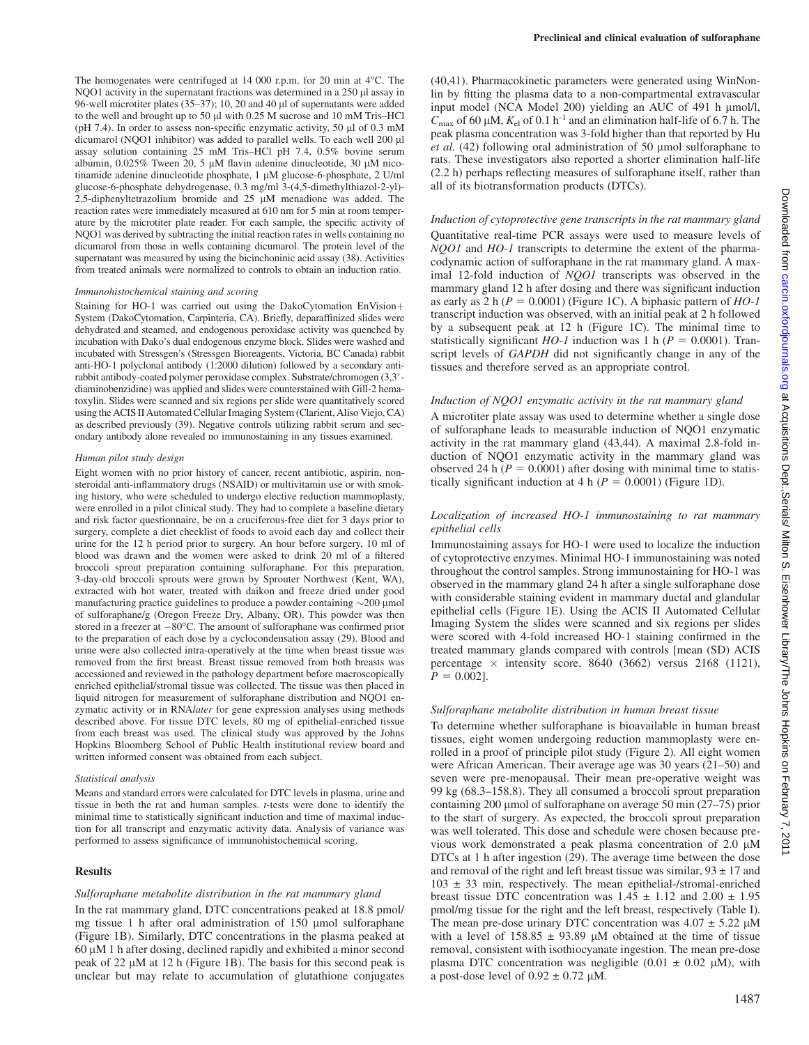The homogenates were centrifuged at 14 000 r.p.m. for 20 min at 4°C. The NQO1 activity in the supernatant fractions was determined in a 250 µl assay in 96-well microtiter plates (35–37); 10, 20 and 40 µl of supernatants were added to the well and brought up to 50 µl with 0.25 M sucrose and 10 mM Tris–HCl (pH 7.4). In order to assess non-specific enzymatic activity, 50 µl of 0.3 mM dicumarol (NQO1 inhibitor) was added to parallel wells. To each well 200 µl assay solution containing 25 mM Tris–HCl pH 7.4, 0.5% bovine serum albumin, 0.025% Tween 20, 5 µM flavin adenine dinucleotide, 30 µM nicotinamide adenine dinucleotide phosphate, 1 µM glucose-6-phosphate, 2 U/ml glucose-6-phosphate dehydrogenase, 0.3 mg/ml 3-(4,5-dimethylthiazol-2-yl)-2,5-diphenyltetrazolium bromide and 25 µM menadione was added. The reaction rates were immediately measured at 610 nm for 5 min at room temperature by the microtiter plate reader. For each sample, the specific activity of NQO1 was derived by subtracting the initial reaction rates in wells containing no dicumarol from those in wells containing dicumarol. The protein level of the supernatant was measured by using the bicinchoninic acid assay (38). Activities from treated animals were normalized to controls to obtain an induction ratio.

### *Immunohistochemical staining and scoring*

Staining for HO-1 was carried out using the DakoCytomation EnVision+ System (DakoCytomation, Carpinteria, CA). Briefly, deparaffinized slides were dehydrated and steamed, and endogenous peroxidase activity was quenched by incubation with Dako's dual endogenous enzyme block. Slides were washed and incubated with Stressgen's (Stressgen Bioreagents, Victoria, BC Canada) rabbit anti-HO-1 polyclonal antibody (1:2000 dilution) followed by a secondary anti-rabbit antibody-coated polymer peroxidase complex. Substrate/chromogen (3,3′-diaminobenzidine) was applied and slides were counterstained with Gill-2 hematoxylin. Slides were scanned and six regions per slide were quantitatively scored using the ACIS II Automated Cellular Imaging System (Clarient, Aliso Viejo, CA) as described previously (39). Negative controls utilizing rabbit serum and secondary antibody alone revealed no immunostaining in any tissues examined.

### *Human pilot study design*

Eight women with no prior history of cancer, recent antibiotic, aspirin, non-steroidal anti-inflammatory drugs (NSAID) or multivitamin use or with smoking history, who were scheduled to undergo elective reduction mammoplasty, were enrolled in a pilot clinical study. They had to complete a baseline dietary and risk factor questionnaire, be on a cruciferous-free diet for 3 days prior to surgery, complete a diet checklist of foods to avoid each day and collect their urine for the 12 h period prior to surgery. An hour before surgery, 10 ml of blood was drawn and the women were asked to drink 20 ml of a filtered broccoli sprout preparation containing sulforaphane. For this preparation, 3-day-old broccoli sprouts were grown by Sprouter Northwest (Kent, WA), extracted with hot water, treated with daikon and freeze dried under good manufacturing practice guidelines to produce a powder containing ~200 µmol of sulforaphane/g (Oregon Freeze Dry, Albany, OR). This powder was then stored in a freezer at −80°C. The amount of sulforaphane was confirmed prior to the preparation of each dose by a cyclocondensation assay (29). Blood and urine were also collected intra-operatively at the time when breast tissue was removed from the first breast. Breast tissue removed from both breasts was accessioned and reviewed in the pathology department before macroscopically enriched epithelial/stromal tissue was collected. The tissue was then placed in liquid nitrogen for measurement of sulforaphane distribution and NQO1 enzymatic activity or in RNA*later* for gene expression analyses using methods described above. For tissue DTC levels, 80 mg of epithelial-enriched tissue from each breast was used. The clinical study was approved by the Johns Hopkins Bloomberg School of Public Health institutional review board and written informed consent was obtained from each subject.

### *Statistical analysis*

Means and standard errors were calculated for DTC levels in plasma, urine and tissue in both the rat and human samples. *t*-tests were done to identify the minimal time to statistically significant induction and time of maximal induction for all transcript and enzymatic activity data. Analysis of variance was performed to assess significance of immunohistochemical scoring.

## Results

### *Sulforaphane metabolite distribution in the rat mammary gland*

In the rat mammary gland, DTC concentrations peaked at 18.8 pmol/mg tissue 1 h after oral administration of 150 µmol sulforaphane (Figure 1B). Similarly, DTC concentrations in the plasma peaked at 60 µM 1 h after dosing, declined rapidly and exhibited a minor second peak of 22 µM at 12 h (Figure 1B). The basis for this second peak is unclear but may relate to accumulation of glutathione conjugates (40,41). Pharmacokinetic parameters were generated using WinNonlin by fitting the plasma data to a non-compartmental extravascular input model (NCA Model 200) yielding an AUC of 491 h µmol/l, $C_{max}$ of 60 µM, $K_{el}$ of 0.1 h$^{-1}$ and an elimination half-life of 6.7 h. The peak plasma concentration was 3-fold higher than that reported by Hu *et al.* (42) following oral administration of 50 µmol sulforaphane to rats. These investigators also reported a shorter elimination half-life (2.2 h) perhaps reflecting measures of sulforaphane itself, rather than all of its biotransformation products (DTCs).

### *Induction of cytoprotective gene transcripts in the rat mammary gland*

Quantitative real-time PCR assays were used to measure levels of *NQO1* and *HO-1* transcripts to determine the extent of the pharmacodynamic action of sulforaphane in the rat mammary gland. A maximal 12-fold induction of *NQO1* transcripts was observed in the mammary gland 12 h after dosing and there was significant induction as early as 2 h ($P = 0.0001$) (Figure 1C). A biphasic pattern of *HO-1* transcript induction was observed, with an initial peak at 2 h followed by a subsequent peak at 12 h (Figure 1C). The minimal time to statistically significant *HO-1* induction was 1 h ($P = 0.0001$). Transcript levels of *GAPDH* did not significantly change in any of the tissues and therefore served as an appropriate control.

### *Induction of NQO1 enzymatic activity in the rat mammary gland*

A microtiter plate assay was used to determine whether a single dose of sulforaphane leads to measurable induction of NQO1 enzymatic activity in the rat mammary gland (43,44). A maximal 2.8-fold induction of NQO1 enzymatic activity in the mammary gland was observed 24 h ($P = 0.0001$) after dosing with minimal time to statistically significant induction at 4 h ($P = 0.0001$) (Figure 1D).

### *Localization of increased HO-1 immunostaining to rat mammary epithelial cells*

Immunostaining assays for HO-1 were used to localize the induction of cytoprotective enzymes. Minimal HO-1 immunostaining was noted throughout the control samples. Strong immunostaining for HO-1 was observed in the mammary gland 24 h after a single sulforaphane dose with considerable staining evident in mammary ductal and glandular epithelial cells (Figure 1E). Using the ACIS II Automated Cellular Imaging System the slides were scanned and six regions per slides were scored with 4-fold increased HO-1 staining confirmed in the treated mammary glands compared with controls [mean (SD) ACIS percentage × intensity score, 8640 (3662) versus 2168 (1121), $P = 0.002$].

### *Sulforaphane metabolite distribution in human breast tissue*

To determine whether sulforaphane is bioavailable in human breast tissues, eight women undergoing reduction mammoplasty were enrolled in a proof of principle pilot study (Figure 2). All eight women were African American. Their average age was 30 years (21–50) and seven were pre-menopausal. Their mean pre-operative weight was 99 kg (68.3–158.8). They all consumed a broccoli sprout preparation containing 200 µmol of sulforaphane on average 50 min (27–75) prior to the start of surgery. As expected, the broccoli sprout preparation was well tolerated. This dose and schedule were chosen because previous work demonstrated a peak plasma concentration of 2.0 µM DTCs at 1 h after ingestion (29). The average time between the dose and removal of the right and left breast tissue was similar, 93 ± 17 and 103 ± 33 min, respectively. The mean epithelial-/stromal-enriched breast tissue DTC concentration was 1.45 ± 1.12 and 2.00 ± 1.95 pmol/mg tissue for the right and the left breast, respectively (Table I). The mean pre-dose urinary DTC concentration was 4.07 ± 5.22 µM with a level of 158.85 ± 93.89 µM obtained at the time of tissue removal, consistent with isothiocyanate ingestion. The mean pre-dose plasma DTC concentration was negligible (0.01 ± 0.02 µM), with a post-dose level of 0.92 ± 0.72 µM.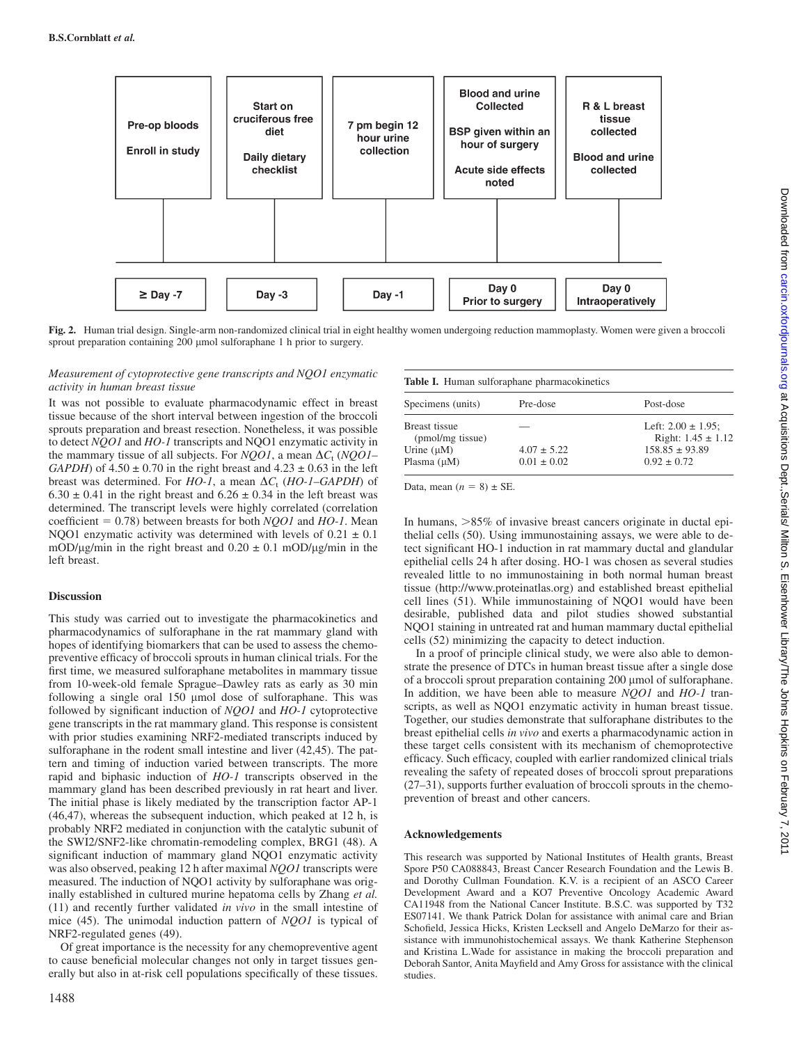| Pre-op bloods<br><br>Enroll in study | Start on cruciferous free diet<br><br>Daily dietary checklist | 7 pm begin 12 hour urine collection | Blood and urine Collected<br><br>BSP given within an hour of surgery<br><br>Acute side effects noted | R & L breast tissue collected<br><br>Blood and urine collected |
|---|---|---|---|---|
| ≥ Day -7 | Day -3 | Day -1 | Day 0 Prior to surgery | Day 0 Intraoperatively |

**Fig. 2.** Human trial design. Single-arm non-randomized clinical trial in eight healthy women undergoing reduction mammoplasty. Women were given a broccoli sprout preparation containing 200 μmol sulforaphane 1 h prior to surgery.

*Measurement of cytoprotective gene transcripts and NQO1 enzymatic activity in human breast tissue*

It was not possible to evaluate pharmacodynamic effect in breast tissue because of the short interval between ingestion of the broccoli sprouts preparation and breast resection. Nonetheless, it was possible to detect *NQO1* and *HO-1* transcripts and NQO1 enzymatic activity in the mammary tissue of all subjects. For *NQO1*, a mean $\Delta C_t$ (*NQO1–GAPDH*) of 4.50 ± 0.70 in the right breast and 4.23 ± 0.63 in the left breast was determined. For *HO-1*, a mean $\Delta C_t$ (*HO-1–GAPDH*) of 6.30 ± 0.41 in the right breast and 6.26 ± 0.34 in the left breast was determined. The transcript levels were highly correlated (correlation coefficient = 0.78) between breasts for both *NQO1* and *HO-1*. Mean NQO1 enzymatic activity was determined with levels of 0.21 ± 0.1 mOD/μg/min in the right breast and 0.20 ± 0.1 mOD/μg/min in the left breast.

## Discussion

This study was carried out to investigate the pharmacokinetics and pharmacodynamics of sulforaphane in the rat mammary gland with hopes of identifying biomarkers that can be used to assess the chemopreventive efficacy of broccoli sprouts in human clinical trials. For the first time, we measured sulforaphane metabolites in mammary tissue from 10-week-old female Sprague–Dawley rats as early as 30 min following a single oral 150 μmol dose of sulforaphane. This was followed by significant induction of *NQO1* and *HO-1* cytoprotective gene transcripts in the rat mammary gland. This response is consistent with prior studies examining NRF2-mediated transcripts induced by sulforaphane in the rodent small intestine and liver (42,45). The pattern and timing of induction varied between transcripts. The more rapid and biphasic induction of *HO-1* transcripts observed in the mammary gland has been described previously in rat heart and liver. The initial phase is likely mediated by the transcription factor AP-1 (46,47), whereas the subsequent induction, which peaked at 12 h, is probably NRF2 mediated in conjunction with the catalytic subunit of the SWI2/SNF2-like chromatin-remodeling complex, BRG1 (48). A significant induction of mammary gland NQO1 enzymatic activity was also observed, peaking 12 h after maximal *NQO1* transcripts were measured. The induction of NQO1 activity by sulforaphane was originally established in cultured murine hepatoma cells by Zhang *et al.* (11) and recently further validated *in vivo* in the small intestine of mice (45). The unimodal induction pattern of *NQO1* is typical of NRF2-regulated genes (49).

Of great importance is the necessity for any chemopreventive agent to cause beneficial molecular changes not only in target tissues generally but also in at-risk cell populations specifically of these tissues.

**Table I.** Human sulforaphane pharmacokinetics

| Specimens (units) | Pre-dose | Post-dose |
|---|---|---|
| Breast tissue (pmol/mg tissue) | — | Left: 2.00 ± 1.95; Right: 1.45 ± 1.12 |
| Urine (μM) | 4.07 ± 5.22 | 158.85 ± 93.89 |
| Plasma (μM) | 0.01 ± 0.02 | 0.92 ± 0.72 |

Data, mean ($n$ = 8) ± SE.

In humans, >85% of invasive breast cancers originate in ductal epithelial cells (50). Using immunostaining assays, we were able to detect significant HO-1 induction in rat mammary ductal and glandular epithelial cells 24 h after dosing. HO-1 was chosen as several studies revealed little to no immunostaining in both normal human breast tissue (http://www.proteinatlas.org) and established breast epithelial cell lines (51). While immunostaining of NQO1 would have been desirable, published data and pilot studies showed substantial NQO1 staining in untreated rat and human mammary ductal epithelial cells (52) minimizing the capacity to detect induction.

In a proof of principle clinical study, we were also able to demonstrate the presence of DTCs in human breast tissue after a single dose of a broccoli sprout preparation containing 200 μmol of sulforaphane. In addition, we have been able to measure *NQO1* and *HO-1* transcripts, as well as NQO1 enzymatic activity in human breast tissue. Together, our studies demonstrate that sulforaphane distributes to the breast epithelial cells *in vivo* and exerts a pharmacodynamic action in these target cells consistent with its mechanism of chemoprotective efficacy. Such efficacy, coupled with earlier randomized clinical trials revealing the safety of repeated doses of broccoli sprout preparations (27–31), supports further evaluation of broccoli sprouts in the chemoprevention of breast and other cancers.

## Acknowledgements

This research was supported by National Institutes of Health grants, Breast Spore P50 CA088843, Breast Cancer Research Foundation and the Lewis B. and Dorothy Cullman Foundation. K.V. is a recipient of an ASCO Career Development Award and a KO7 Preventive Oncology Academic Award CA11948 from the National Cancer Institute. B.S.C. was supported by T32 ES07141. We thank Patrick Dolan for assistance with animal care and Brian Schofield, Jessica Hicks, Kristen Lecksell and Angelo DeMarzo for their assistance with immunohistochemical assays. We thank Katherine Stephenson and Kristina L.Wade for assistance in making the broccoli preparation and Deborah Santor, Anita Mayfield and Amy Gross for assistance with the clinical studies.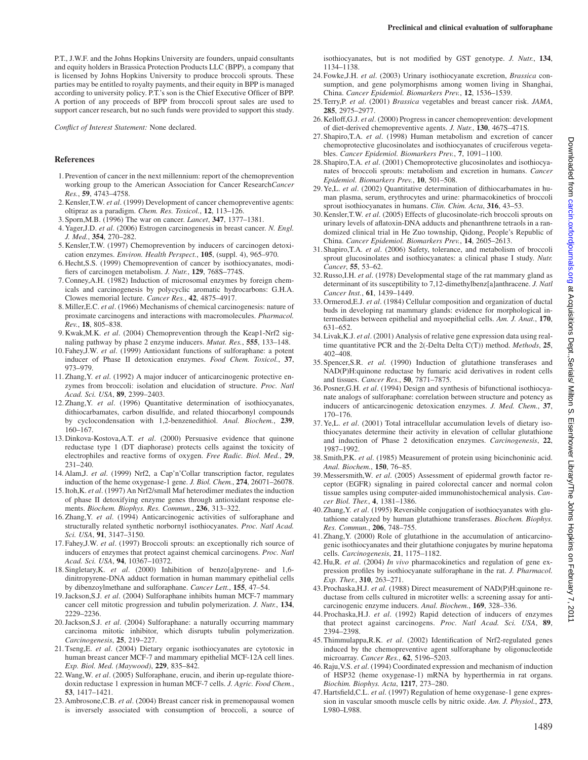P.T., J.W.F. and the Johns Hopkins University are founders, unpaid consultants and equity holders in Brassica Protection Products LLC (BPP), a company that is licensed by Johns Hopkins University to produce broccoli sprouts. These parties may be entitled to royalty payments, and their equity in BPP is managed according to university policy. P.T.'s son is the Chief Executive Officer of BPP. A portion of any proceeds of BPP from broccoli sprout sales are used to support cancer research, but no such funds were provided to support this study.

*Conflict of Interest Statement:* None declared.

## References

1. Prevention of cancer in the next millennium: report of the chemoprevention working group to the American Association for Cancer Research*Cancer Res.*, **59**, 4743–4758.
2. Kensler,T.W. *et al*. (1999) Development of cancer chemopreventive agents: oltipraz as a paradigm. *Chem. Res. Toxicol.*, **12**, 113–126.
3. Sporn,M.B. (1996) The war on cancer. *Lancet*, **347**, 1377–1381.
4. Yager,J.D. *et al*. (2006) Estrogen carcinogenesis in breast cancer. *N. Engl. J. Med.*, **354**, 270–282.
5. Kensler,T.W. (1997) Chemoprevention by inducers of carcinogen detoxication enzymes. *Environ. Health Perspect.*, **105**, (suppl. 4), 965–970.
6. Hecht,S.S. (1999) Chemoprevention of cancer by isothiocyanates, modifiers of carcinogen metabolism. *J. Nutr.*, **129**, 768S–774S.
7. Conney,A.H. (1982) Induction of microsomal enzymes by foreign chemicals and carcinogenesis by polycyclic aromatic hydrocarbons: G.H.A. Clowes memorial lecture. *Cancer Res.*, **42**, 4875–4917.
8. Miller,E.C. *et al*. (1966) Mechanisms of chemical carcinogenesis: nature of proximate carcinogens and interactions with macromolecules. *Pharmacol. Rev.*, **18**, 805–838.
9. Kwak,M.K. *et al*. (2004) Chemoprevention through the Keap1-Nrf2 signaling pathway by phase 2 enzyme inducers. *Mutat. Res.*, **555**, 133–148.
10. Fahey,J.W. *et al*. (1999) Antioxidant functions of sulforaphane: a potent inducer of Phase II detoxication enzymes. *Food Chem. Toxicol.*, **37**, 973–979.
11. Zhang,Y. *et al*. (1992) A major inducer of anticarcinogenic protective enzymes from broccoli: isolation and elucidation of structure. *Proc. Natl Acad. Sci. USA*, **89**, 2399–2403.
12. Zhang,Y. *et al*. (1996) Quantitative determination of isothiocyanates, dithiocarbamates, carbon disulfide, and related thiocarbonyl compounds by cyclocondensation with 1,2-benzenedithiol. *Anal. Biochem.*, **239**, 160–167.
13. Dinkova-Kostova,A.T. *et al*. (2000) Persuasive evidence that quinone reductase type 1 (DT diaphorase) protects cells against the toxicity of electrophiles and reactive forms of oxygen. *Free Radic. Biol. Med.*, **29**, 231–240.
14. Alam,J. *et al*. (1999) Nrf2, a Cap'n'Collar transcription factor, regulates induction of the heme oxygenase-1 gene. *J. Biol. Chem.*, **274**, 26071–26078.
15. Itoh,K. *et al*. (1997) An Nrf2/small Maf heterodimer mediates the induction of phase II detoxifying enzyme genes through antioxidant response elements. *Biochem. Biophys. Res. Commun.*, **236**, 313–322.
16. Zhang,Y. *et al*. (1994) Anticarcinogenic activities of sulforaphane and structurally related synthetic norbornyl isothiocyanates. *Proc. Natl Acad. Sci. USA*, **91**, 3147–3150.
17. Fahey,J.W. *et al*. (1997) Broccoli sprouts: an exceptionally rich source of inducers of enzymes that protect against chemical carcinogens. *Proc. Natl Acad. Sci. USA*, **94**, 10367–10372.
18. Singletary,K. *et al*. (2000) Inhibition of benzo[a]pyrene- and 1,6-dinitropyrene-DNA adduct formation in human mammary epithelial cells by dibenzoylmethane and sulforaphane. *Cancer Lett.*, **155**, 47–54.
19. Jackson,S.J. *et al*. (2004) Sulforaphane inhibits human MCF-7 mammary cancer cell mitotic progression and tubulin polymerization. *J. Nutr.*, **134**, 2229–2236.
20. Jackson,S.J. *et al*. (2004) Sulforaphane: a naturally occurring mammary carcinoma mitotic inhibitor, which disrupts tubulin polymerization. *Carcinogenesis*, **25**, 219–227.
21. Tseng,E. *et al*. (2004) Dietary organic isothiocyanates are cytotoxic in human breast cancer MCF-7 and mammary epithelial MCF-12A cell lines. *Exp. Biol. Med. (Maywood)*, **229**, 835–842.
22. Wang,W. *et al*. (2005) Sulforaphane, erucin, and iberin up-regulate thioredoxin reductase 1 expression in human MCF-7 cells. *J. Agric. Food Chem.*, **53**, 1417–1421.
23. Ambrosone,C.B. *et al*. (2004) Breast cancer risk in premenopausal women is inversely associated with consumption of broccoli, a source of isothiocyanates, but is not modified by GST genotype. *J. Nutr.*, **134**, 1134–1138.
24. Fowke,J.H. *et al*. (2003) Urinary isothiocyanate excretion, *Brassica* consumption, and gene polymorphisms among women living in Shanghai, China. *Cancer Epidemiol. Biomarkers Prev.*, **12**, 1536–1539.
25. Terry,P. *et al*. (2001) *Brassica* vegetables and breast cancer risk. *JAMA*, **285**, 2975–2977.
26. Kelloff,G.J. *et al*. (2000) Progress in cancer chemoprevention: development of diet-derived chemopreventive agents. *J. Nutr.*, **130**, 467S–471S.
27. Shapiro,T.A. *et al*. (1998) Human metabolism and excretion of cancer chemoprotective glucosinolates and isothiocyanates of cruciferous vegetables. *Cancer Epidemiol. Biomarkers Prev.*, **7**, 1091–1100.
28. Shapiro,T.A. *et al*. (2001) Chemoprotective glucosinolates and isothiocyanates of broccoli sprouts: metabolism and excretion in humans. *Cancer Epidemiol. Biomarkers Prev.*, **10**, 501–508.
29. Ye,L. *et al*. (2002) Quantitative determination of dithiocarbamates in human plasma, serum, erythrocytes and urine: pharmacokinetics of broccoli sprout isothiocyanates in humans. *Clin. Chim. Acta*, **316**, 43–53.
30. Kensler,T.W. *et al*. (2005) Effects of glucosinolate-rich broccoli sprouts on urinary levels of aflatoxin-DNA adducts and phenanthrene tetraols in a randomized clinical trial in He Zuo township, Qidong, People's Republic of China. *Cancer Epidemiol. Biomarkers Prev.*, **14**, 2605–2613.
31. Shapiro,T.A. *et al*. (2006) Safety, tolerance, and metabolism of broccoli sprout glucosinolates and isothiocyanates: a clinical phase I study. *Nutr. Cancer*, **55**, 53–62.
32. Russo,I.H. *et al*. (1978) Developmental stage of the rat mammary gland as determinant of its susceptibility to 7,12-dimethylbenz[a]anthracene. *J. Natl Cancer Inst.*, **61**, 1439–1449.
33. Ormerod,E.J. *et al*. (1984) Cellular composition and organization of ductal buds in developing rat mammary glands: evidence for morphological intermediates between epithelial and myoepithelial cells. *Am. J. Anat.*, **170**, 631–652.
34. Livak,K.J. *et al*. (2001) Analysis of relative gene expression data using real-time quantitative PCR and the 2(-Delta Delta C(T)) method. *Methods*, **25**, 402–408.
35. Spencer,S.R. *et al*. (1990) Induction of glutathione transferases and NAD(P)H:quinone reductase by fumaric acid derivatives in rodent cells and tissues. *Cancer Res.*, **50**, 7871–7875.
36. Posner,G.H. *et al*. (1994) Design and synthesis of bifunctional isothiocyanate analogs of sulforaphane: correlation between structure and potency as inducers of anticarcinogenic detoxication enzymes. *J. Med. Chem.*, **37**, 170–176.
37. Ye,L. *et al*. (2001) Total intracellular accumulation levels of dietary isothiocyanates determine their activity in elevation of cellular glutathione and induction of Phase 2 detoxification enzymes. *Carcinogenesis*, **22**, 1987–1992.
38. Smith,P.K. *et al*. (1985) Measurement of protein using bicinchoninic acid. *Anal. Biochem.*, **150**, 76–85.
39. Messersmith,W. *et al*. (2005) Assessment of epidermal growth factor receptor (EGFR) signaling in paired colorectal cancer and normal colon tissue samples using computer-aided immunohistochemical analysis. *Cancer Biol. Ther.*, **4**, 1381–1386.
40. Zhang,Y. *et al*. (1995) Reversible conjugation of isothiocyanates with glutathione catalyzed by human glutathione transferases. *Biochem. Biophys. Res. Commun.*, **206**, 748–755.
41. Zhang,Y. (2000) Role of glutathione in the accumulation of anticarcinogenic isothiocyanates and their glutathione conjugates by murine hepatoma cells. *Carcinogenesis*, **21**, 1175–1182.
42. Hu,R. *et al*. (2004) *In vivo* pharmacokinetics and regulation of gene expression profiles by isothiocyanate sulforaphane in the rat. *J. Pharmacol. Exp. Ther.*, **310**, 263–271.
43. Prochaska,H.J. *et al*. (1988) Direct measurement of NAD(P)H:quinone reductase from cells cultured in microtiter wells: a screening assay for anticarcinogenic enzyme inducers. *Anal. Biochem.*, **169**, 328–336.
44. Prochaska,H.J. *et al*. (1992) Rapid detection of inducers of enzymes that protect against carcinogens. *Proc. Natl Acad. Sci. USA*, **89**, 2394–2398.
45. Thimmulappa,R.K. *et al*. (2002) Identification of Nrf2-regulated genes induced by the chemopreventive agent sulforaphane by oligonucleotide microarray. *Cancer Res.*, **62**, 5196–5203.
46. Raju,V.S. *et al*. (1994) Coordinated expression and mechanism of induction of HSP32 (heme oxygenase-1) mRNA by hyperthermia in rat organs. *Biochim. Biophys. Acta*, **1217**, 273–280.
47. Hartsfield,C.L. *et al*. (1997) Regulation of heme oxygenase-1 gene expression in vascular smooth muscle cells by nitric oxide. *Am. J. Physiol.*, **273**, L980–L988.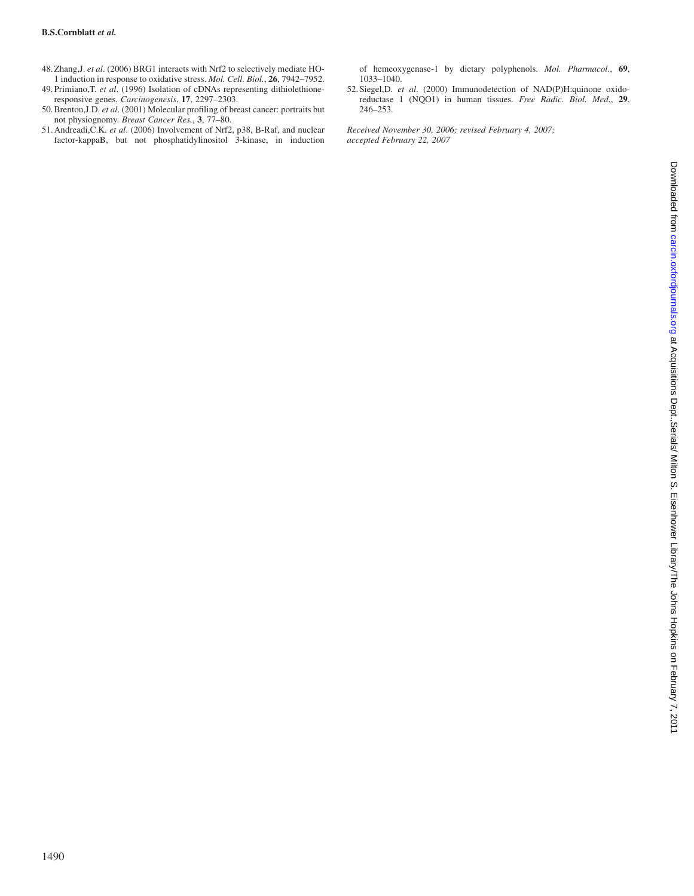48. Zhang,J. *et al*. (2006) BRG1 interacts with Nrf2 to selectively mediate HO-1 induction in response to oxidative stress. *Mol. Cell. Biol.*, **26**, 7942–7952.
49. Primiano,T. *et al*. (1996) Isolation of cDNAs representing dithiolethione-responsive genes. *Carcinogenesis*, **17**, 2297–2303.
50. Brenton,J.D. *et al*. (2001) Molecular profiling of breast cancer: portraits but not physiognomy. *Breast Cancer Res.*, **3**, 77–80.
51. Andreadi,C.K. *et al*. (2006) Involvement of Nrf2, p38, B-Raf, and nuclear factor-kappaB, but not phosphatidylinositol 3-kinase, in induction of hemeoxygenase-1 by dietary polyphenols. *Mol. Pharmacol.*, **69**, 1033–1040.
52. Siegel,D. *et al*. (2000) Immunodetection of NAD(P)H:quinone oxidoreductase 1 (NQO1) in human tissues. *Free Radic. Biol. Med.*, **29**, 246–253.

*Received November 30, 2006; revised February 4, 2007; accepted February 22, 2007*